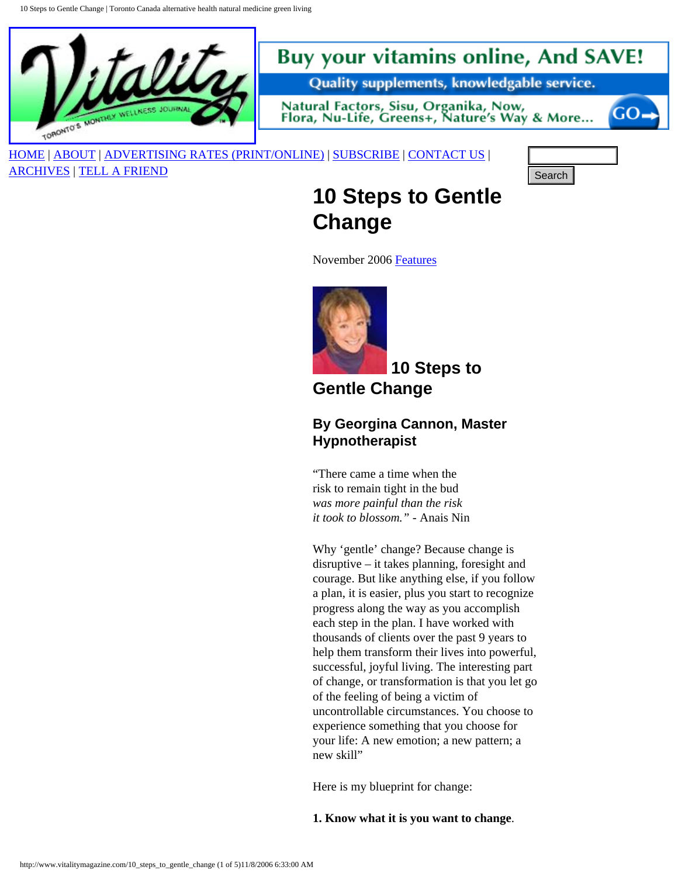HOME | ABOUT | ADVERTISING RATES (PRINT/ONLINE) | SUBSCRIBE | CONTACT US | ARCHIVES | TELL A FRIEND

# 10 Steps to Gentle Change

November 2006 Features

## 10 Steps to Gentle Change

### By Georgina Cannon, Master Hypnotherapist

"There came a time when the risk to remain tight in the bud *was more painful than the risk it took to blossom."* - Anais Nin

Why 'gentle' change? Because change is disruptive – it takes planning, foresight and courage. But like anything else, if you follow a plan, it is easier, plus you start to recognize progress along the way as you accomplish each step in the plan. I have worked with thousands of clients over the past 9 years to help them transform their lives into powerful, successful, joyful living. The interesting part of change, or transformation is that you let go of the feeling of being a victim of uncontrollable circumstances. You choose to experience something that you choose for your life: A new emotion; a new pattern; a new skill"

Here is my blueprint for change:

**1. Know what it is you want to change**.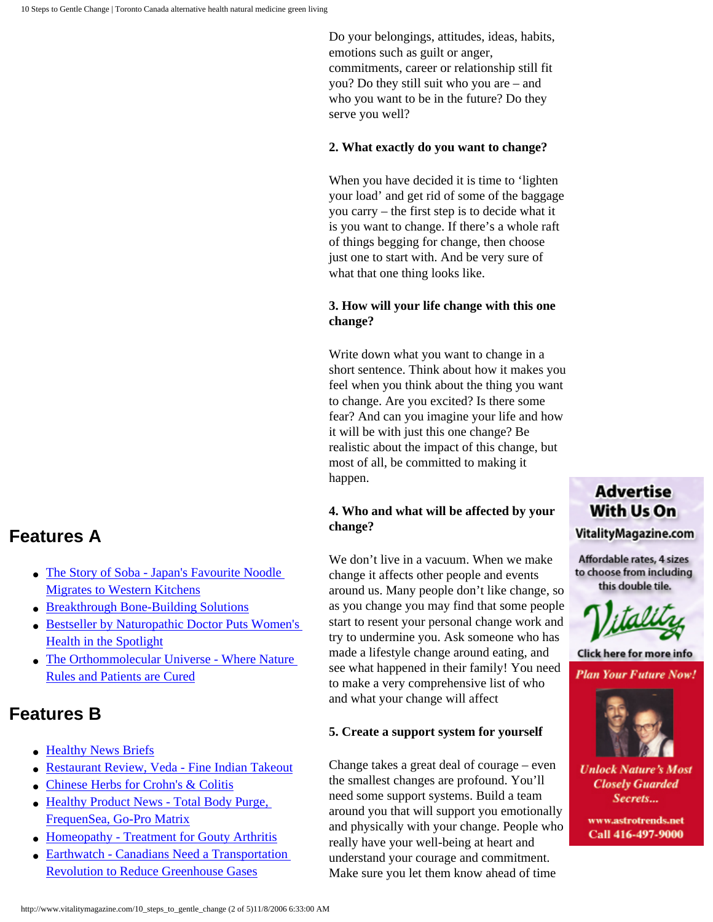Do your belongings, attitudes, ideas, habits, emotions such as guilt or anger, commitments, career or relationship still fit you? Do they still suit who you are – and who you want to be in the future? Do they serve you well?

**2. What exactly do you want to change?**

When you have decided it is time to 'lighten your load' and get rid of some of the baggage you carry – the first step is to decide what it is you want to change. If there's a whole raft of things begging for change, then choose just one to start with. And be very sure of what that one thing looks like.

**3. How will your life change with this one change?**

Write down what you want to change in a short sentence. Think about how it makes you feel when you think about the thing you want to change. Are you excited? Is there some fear? And can you imagine your life and how it will be with just this one change? Be realistic about the impact of this change, but most of all, be committed to making it happen.

**4. Who and what will be affected by your change?**

We don't live in a vacuum. When we make change it affects other people and events around us. Many people don't like change, so as you change you may find that some people start to resent your personal change work and try to undermine you. Ask someone who has made a lifestyle change around eating, and see what happened in their family! You need to make a very comprehensive list of who and what your change will affect

**5. Create a support system for yourself**

Change takes a great deal of courage – even the smallest changes are profound. You'll need some support systems. Build a team around you that will support you emotionally and physically with your change. People who really have your well-being at heart and understand your courage and commitment. Make sure you let them know ahead of time

## Features A

- The Story of Soba - Japan's Favourite Noodle Migrates to Western Kitchens
- Breakthrough Bone-Building Solutions
- Bestseller by Naturopathic Doctor Puts Women's Health in the Spotlight
- The Orthommolecular Universe - Where Nature Rules and Patients are Cured

## Features B

- Healthy News Briefs
- Restaurant Review, Veda - Fine Indian Takeout
- Chinese Herbs for Crohn's & Colitis
- Healthy Product News - Total Body Purge, FrequenSea, Go-Pro Matrix
- Homeopathy - Treatment for Gouty Arthritis
- Earthwatch - Canadians Need a Transportation Revolution to Reduce Greenhouse Gases

Advertise With Us On VitalityMagazine.com

Affordable rates, 4 sizes to choose from including this double tile.

Vitality

Click here for more info

*Plan Your Future Now!*

*Unlock Nature's Most Closely Guarded Secrets...*

www.astrotrends.net
Call 416-497-9000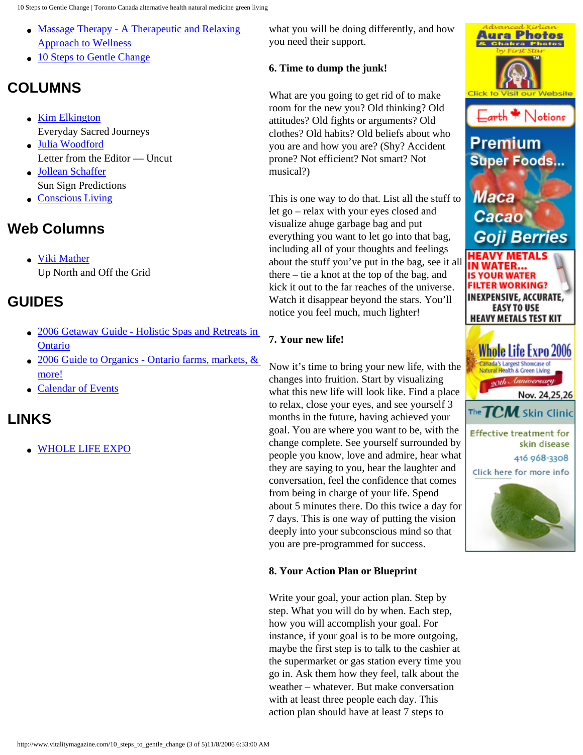- Massage Therapy - A Therapeutic and Relaxing Approach to Wellness
- 10 Steps to Gentle Change

## COLUMNS

- Kim Elkington
  Everyday Sacred Journeys
- Julia Woodford
  Letter from the Editor — Uncut
- Jollean Schaffer
  Sun Sign Predictions
- Conscious Living

## Web Columns

- Viki Mather
  Up North and Off the Grid

## GUIDES

- 2006 Getaway Guide - Holistic Spas and Retreats in Ontario
- 2006 Guide to Organics - Ontario farms, markets, & more!
- Calendar of Events

## LINKS

- WHOLE LIFE EXPO

what you will be doing differently, and how you need their support.

**6. Time to dump the junk!**

What are you going to get rid of to make room for the new you? Old thinking? Old attitudes? Old fights or arguments? Old clothes? Old habits? Old beliefs about who you are and how you are? (Shy? Accident prone? Not efficient? Not smart? Not musical?)

This is one way to do that. List all the stuff to let go – relax with your eyes closed and visualize ahuge garbage bag and put everything you want to let go into that bag, including all of your thoughts and feelings about the stuff you've put in the bag, see it all there – tie a knot at the top of the bag, and kick it out to the far reaches of the universe. Watch it disappear beyond the stars. You'll notice you feel much, much lighter!

**7. Your new life!**

Now it's time to bring your new life, with the changes into fruition. Start by visualizing what this new life will look like. Find a place to relax, close your eyes, and see yourself 3 months in the future, having achieved your goal. You are where you want to be, with the change complete. See yourself surrounded by people you know, love and admire, hear what they are saying to you, hear the laughter and conversation, feel the confidence that comes from being in charge of your life. Spend about 5 minutes there. Do this twice a day for 7 days. This is one way of putting the vision deeply into your subconscious mind so that you are pre-programmed for success.

**8. Your Action Plan or Blueprint**

Write your goal, your action plan. Step by step. What you will do by when. Each step, how you will accomplish your goal. For instance, if your goal is to be more outgoing, maybe the first step is to talk to the cashier at the supermarket or gas station every time you go in. Ask them how they feel, talk about the weather – whatever. But make conversation with at least three people each day. This action plan should have at least 7 steps to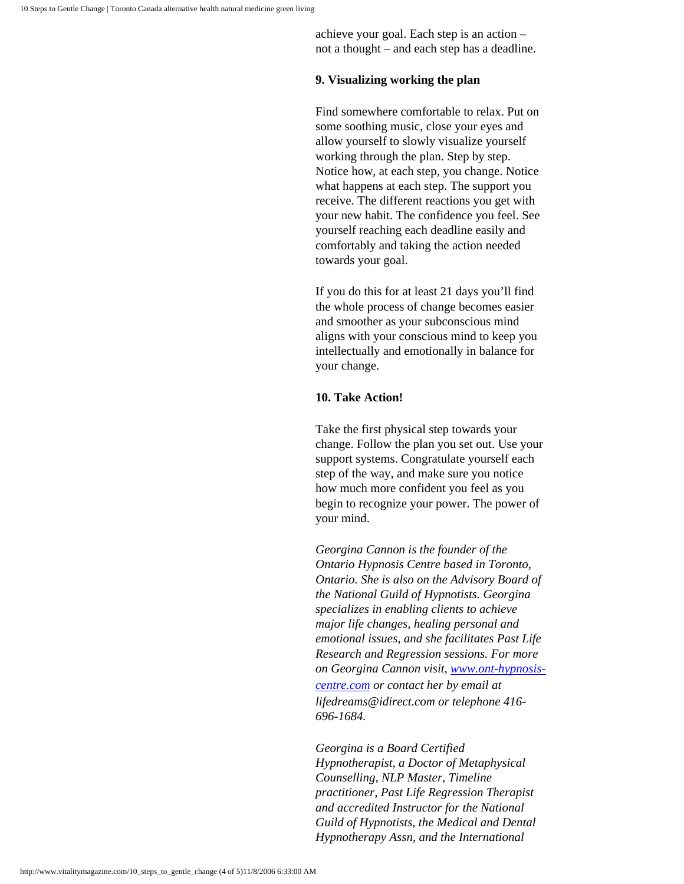achieve your goal. Each step is an action – not a thought – and each step has a deadline.

**9. Visualizing working the plan**

Find somewhere comfortable to relax. Put on some soothing music, close your eyes and allow yourself to slowly visualize yourself working through the plan. Step by step. Notice how, at each step, you change. Notice what happens at each step. The support you receive. The different reactions you get with your new habit. The confidence you feel. See yourself reaching each deadline easily and comfortably and taking the action needed towards your goal.

If you do this for at least 21 days you'll find the whole process of change becomes easier and smoother as your subconscious mind aligns with your conscious mind to keep you intellectually and emotionally in balance for your change.

**10. Take Action!**

Take the first physical step towards your change. Follow the plan you set out. Use your support systems. Congratulate yourself each step of the way, and make sure you notice how much more confident you feel as you begin to recognize your power. The power of your mind.

*Georgina Cannon is the founder of the Ontario Hypnosis Centre based in Toronto, Ontario. She is also on the Advisory Board of the National Guild of Hypnotists. Georgina specializes in enabling clients to achieve major life changes, healing personal and emotional issues, and she facilitates Past Life Research and Regression sessions. For more on Georgina Cannon visit, [www.ont-hypnosis-centre.com](http://www.ont-hypnosis-centre.com) or contact her by email at lifedreams@idirect.com or telephone 416-696-1684.*

*Georgina is a Board Certified Hypnotherapist, a Doctor of Metaphysical Counselling, NLP Master, Timeline practitioner, Past Life Regression Therapist and accredited Instructor for the National Guild of Hypnotists, the Medical and Dental Hypnotherapy Assn, and the International*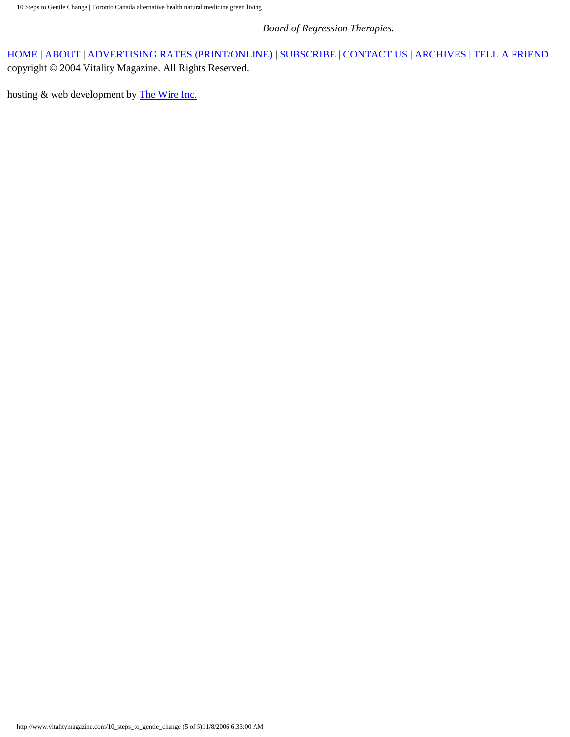*Board of Regression Therapies.*

HOME | ABOUT | ADVERTISING RATES (PRINT/ONLINE) | SUBSCRIBE | CONTACT US | ARCHIVES | TELL A FRIEND
copyright © 2004 Vitality Magazine. All Rights Reserved.

hosting & web development by The Wire Inc.